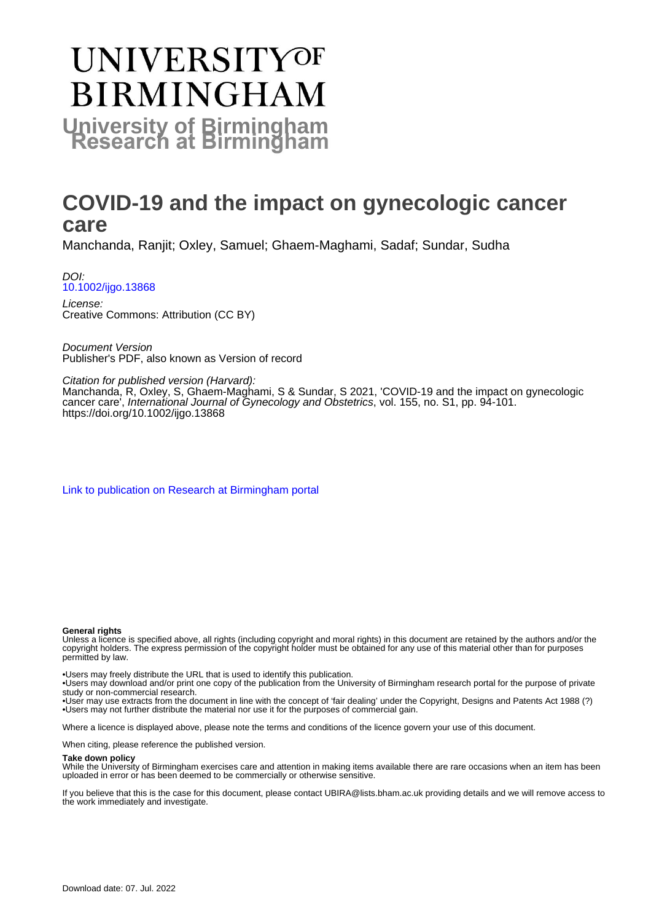# UNIVERSITY OF BIRMINGHAM

**University of Birmingham Research at Birmingham**

# COVID-19 and the impact on gynecologic cancer care

Manchanda, Ranjit; Oxley, Samuel; Ghaem-Maghami, Sadaf; Sundar, Sudha

*DOI:*
[10.1002/ijgo.13868](https://doi.org/10.1002/ijgo.13868)

*License:*
Creative Commons: Attribution (CC BY)

*Document Version*
Publisher's PDF, also known as Version of record

*Citation for published version (Harvard):*
Manchanda, R, Oxley, S, Ghaem-Maghami, S & Sundar, S 2021, 'COVID-19 and the impact on gynecologic cancer care', *International Journal of Gynecology and Obstetrics*, vol. 155, no. S1, pp. 94-101. https://doi.org/10.1002/ijgo.13868

[Link to publication on Research at Birmingham portal](#)

**General rights**

Unless a licence is specified above, all rights (including copyright and moral rights) in this document are retained by the authors and/or the copyright holders. The express permission of the copyright holder must be obtained for any use of this material other than for purposes permitted by law.

- •Users may freely distribute the URL that is used to identify this publication.
- •Users may download and/or print one copy of the publication from the University of Birmingham research portal for the purpose of private study or non-commercial research.
- •User may use extracts from the document in line with the concept of 'fair dealing' under the Copyright, Designs and Patents Act 1988 (?)
- •Users may not further distribute the material nor use it for the purposes of commercial gain.

Where a licence is displayed above, please note the terms and conditions of the licence govern your use of this document.

When citing, please reference the published version.

**Take down policy**

While the University of Birmingham exercises care and attention in making items available there are rare occasions when an item has been uploaded in error or has been deemed to be commercially or otherwise sensitive.

If you believe that this is the case for this document, please contact UBIRA@lists.bham.ac.uk providing details and we will remove access to the work immediately and investigate.

Download date: 07. Jul. 2022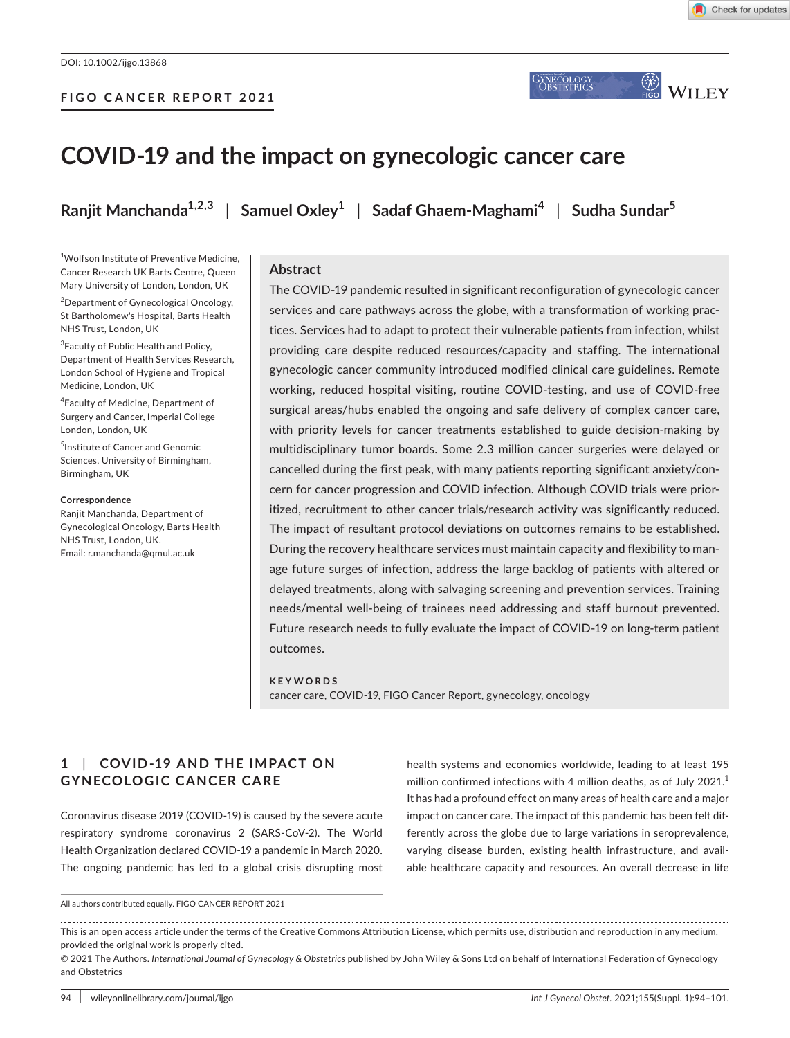DOI: 10.1002/ijgo.13868

FIGO CANCER REPORT 2021

# COVID-19 and the impact on gynecologic cancer care

**Ranjit Manchanda**[1,2,3] | **Samuel Oxley**[1] | **Sadaf Ghaem-Maghami**[4] | **Sudha Sundar**[5]

[1]Wolfson Institute of Preventive Medicine, Cancer Research UK Barts Centre, Queen Mary University of London, London, UK

[2]Department of Gynecological Oncology, St Bartholomew's Hospital, Barts Health NHS Trust, London, UK

[3]Faculty of Public Health and Policy, Department of Health Services Research, London School of Hygiene and Tropical Medicine, London, UK

[4]Faculty of Medicine, Department of Surgery and Cancer, Imperial College London, London, UK

[5]Institute of Cancer and Genomic Sciences, University of Birmingham, Birmingham, UK

**Correspondence**
Ranjit Manchanda, Department of Gynecological Oncology, Barts Health NHS Trust, London, UK.
Email: r.manchanda@qmul.ac.uk

## Abstract

The COVID-19 pandemic resulted in significant reconfiguration of gynecologic cancer services and care pathways across the globe, with a transformation of working practices. Services had to adapt to protect their vulnerable patients from infection, whilst providing care despite reduced resources/capacity and staffing. The international gynecologic cancer community introduced modified clinical care guidelines. Remote working, reduced hospital visiting, routine COVID-testing, and use of COVID-free surgical areas/hubs enabled the ongoing and safe delivery of complex cancer care, with priority levels for cancer treatments established to guide decision-making by multidisciplinary tumor boards. Some 2.3 million cancer surgeries were delayed or cancelled during the first peak, with many patients reporting significant anxiety/concern for cancer progression and COVID infection. Although COVID trials were prioritized, recruitment to other cancer trials/research activity was significantly reduced. The impact of resultant protocol deviations on outcomes remains to be established. During the recovery healthcare services must maintain capacity and flexibility to manage future surges of infection, address the large backlog of patients with altered or delayed treatments, along with salvaging screening and prevention services. Training needs/mental well-being of trainees need addressing and staff burnout prevented. Future research needs to fully evaluate the impact of COVID-19 on long-term patient outcomes.

**KEYWORDS**
cancer care, COVID-19, FIGO Cancer Report, gynecology, oncology

## 1 | COVID-19 AND THE IMPACT ON GYNECOLOGIC CANCER CARE

Coronavirus disease 2019 (COVID-19) is caused by the severe acute respiratory syndrome coronavirus 2 (SARS-CoV-2). The World Health Organization declared COVID-19 a pandemic in March 2020. The ongoing pandemic has led to a global crisis disrupting most health systems and economies worldwide, leading to at least 195 million confirmed infections with 4 million deaths, as of July 2021.[1] It has had a profound effect on many areas of health care and a major impact on cancer care. The impact of this pandemic has been felt differently across the globe due to large variations in seroprevalence, varying disease burden, existing health infrastructure, and available healthcare capacity and resources. An overall decrease in life

All authors contributed equally. FIGO CANCER REPORT 2021

This is an open access article under the terms of the Creative Commons Attribution License, which permits use, distribution and reproduction in any medium, provided the original work is properly cited.
© 2021 The Authors. *International Journal of Gynecology & Obstetrics* published by John Wiley & Sons Ltd on behalf of International Federation of Gynecology and Obstetrics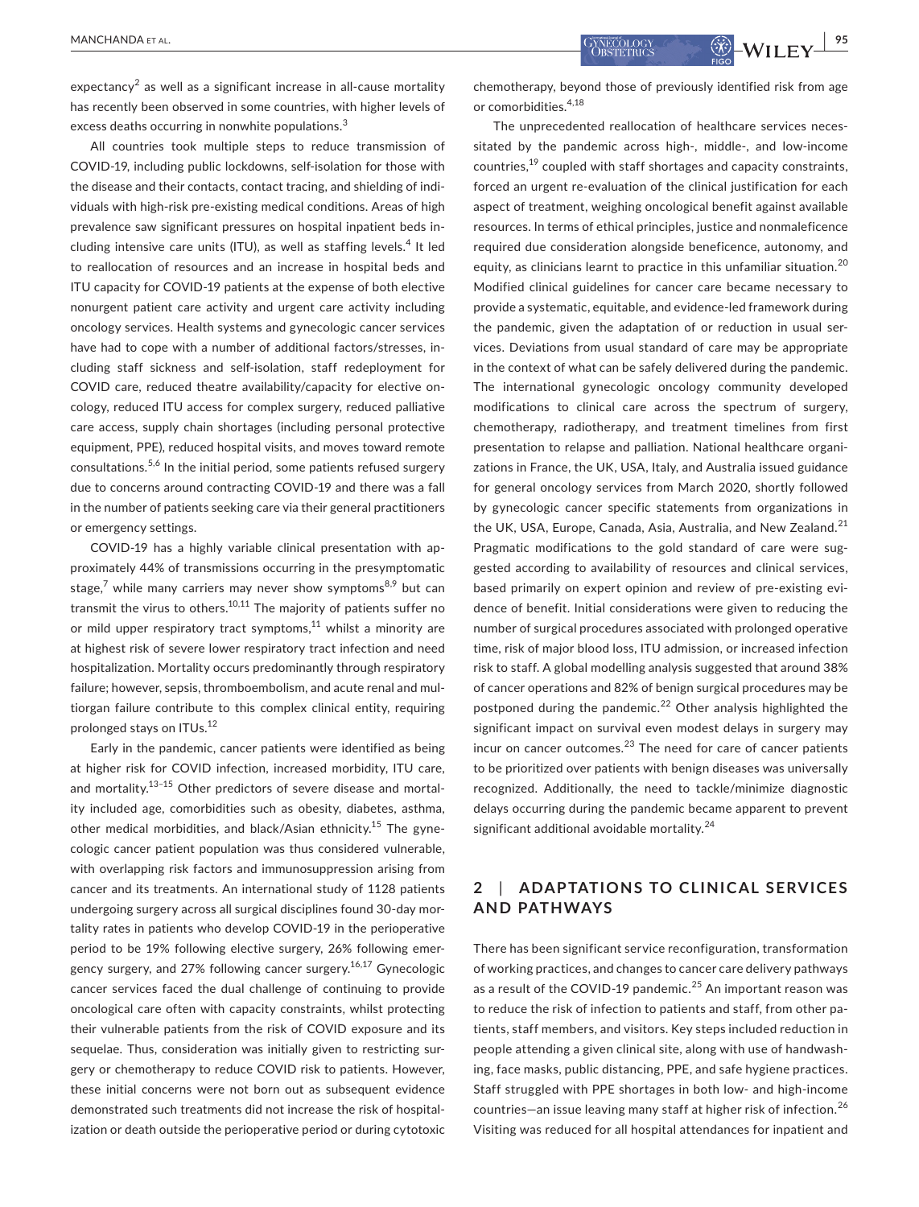expectancy[2] as well as a significant increase in all-cause mortality has recently been observed in some countries, with higher levels of excess deaths occurring in nonwhite populations.[3]

All countries took multiple steps to reduce transmission of COVID-19, including public lockdowns, self-isolation for those with the disease and their contacts, contact tracing, and shielding of individuals with high-risk pre-existing medical conditions. Areas of high prevalence saw significant pressures on hospital inpatient beds including intensive care units (ITU), as well as staffing levels.[4] It led to reallocation of resources and an increase in hospital beds and ITU capacity for COVID-19 patients at the expense of both elective nonurgent patient care activity and urgent care activity including oncology services. Health systems and gynecologic cancer services have had to cope with a number of additional factors/stresses, including staff sickness and self-isolation, staff redeployment for COVID care, reduced theatre availability/capacity for elective oncology, reduced ITU access for complex surgery, reduced palliative care access, supply chain shortages (including personal protective equipment, PPE), reduced hospital visits, and moves toward remote consultations.[5,6] In the initial period, some patients refused surgery due to concerns around contracting COVID-19 and there was a fall in the number of patients seeking care via their general practitioners or emergency settings.

COVID-19 has a highly variable clinical presentation with approximately 44% of transmissions occurring in the presymptomatic stage,[7] while many carriers may never show symptoms[8,9] but can transmit the virus to others.[10,11] The majority of patients suffer no or mild upper respiratory tract symptoms,[11] whilst a minority are at highest risk of severe lower respiratory tract infection and need hospitalization. Mortality occurs predominantly through respiratory failure; however, sepsis, thromboembolism, and acute renal and multiorgan failure contribute to this complex clinical entity, requiring prolonged stays on ITUs.[12]

Early in the pandemic, cancer patients were identified as being at higher risk for COVID infection, increased morbidity, ITU care, and mortality.[13–15] Other predictors of severe disease and mortality included age, comorbidities such as obesity, diabetes, asthma, other medical morbidities, and black/Asian ethnicity.[15] The gynecologic cancer patient population was thus considered vulnerable, with overlapping risk factors and immunosuppression arising from cancer and its treatments. An international study of 1128 patients undergoing surgery across all surgical disciplines found 30-day mortality rates in patients who develop COVID-19 in the perioperative period to be 19% following elective surgery, 26% following emergency surgery, and 27% following cancer surgery.[16,17] Gynecologic cancer services faced the dual challenge of continuing to provide oncological care often with capacity constraints, whilst protecting their vulnerable patients from the risk of COVID exposure and its sequelae. Thus, consideration was initially given to restricting surgery or chemotherapy to reduce COVID risk to patients. However, these initial concerns were not born out as subsequent evidence demonstrated such treatments did not increase the risk of hospitalization or death outside the perioperative period or during cytotoxic chemotherapy, beyond those of previously identified risk from age or comorbidities.[4,18]

The unprecedented reallocation of healthcare services necessitated by the pandemic across high-, middle-, and low-income countries,[19] coupled with staff shortages and capacity constraints, forced an urgent re-evaluation of the clinical justification for each aspect of treatment, weighing oncological benefit against available resources. In terms of ethical principles, justice and nonmaleficence required due consideration alongside beneficence, autonomy, and equity, as clinicians learnt to practice in this unfamiliar situation.[20] Modified clinical guidelines for cancer care became necessary to provide a systematic, equitable, and evidence-led framework during the pandemic, given the adaptation of or reduction in usual services. Deviations from usual standard of care may be appropriate in the context of what can be safely delivered during the pandemic. The international gynecologic oncology community developed modifications to clinical care across the spectrum of surgery, chemotherapy, radiotherapy, and treatment timelines from first presentation to relapse and palliation. National healthcare organizations in France, the UK, USA, Italy, and Australia issued guidance for general oncology services from March 2020, shortly followed by gynecologic cancer specific statements from organizations in the UK, USA, Europe, Canada, Asia, Australia, and New Zealand.[21] Pragmatic modifications to the gold standard of care were suggested according to availability of resources and clinical services, based primarily on expert opinion and review of pre-existing evidence of benefit. Initial considerations were given to reducing the number of surgical procedures associated with prolonged operative time, risk of major blood loss, ITU admission, or increased infection risk to staff. A global modelling analysis suggested that around 38% of cancer operations and 82% of benign surgical procedures may be postponed during the pandemic.[22] Other analysis highlighted the significant impact on survival even modest delays in surgery may incur on cancer outcomes.[23] The need for care of cancer patients to be prioritized over patients with benign diseases was universally recognized. Additionally, the need to tackle/minimize diagnostic delays occurring during the pandemic became apparent to prevent significant additional avoidable mortality.[24]

## 2 | ADAPTATIONS TO CLINICAL SERVICES AND PATHWAYS

There has been significant service reconfiguration, transformation of working practices, and changes to cancer care delivery pathways as a result of the COVID-19 pandemic.[25] An important reason was to reduce the risk of infection to patients and staff, from other patients, staff members, and visitors. Key steps included reduction in people attending a given clinical site, along with use of handwashing, face masks, public distancing, PPE, and safe hygiene practices. Staff struggled with PPE shortages in both low- and high-income countries—an issue leaving many staff at higher risk of infection.[26] Visiting was reduced for all hospital attendances for inpatient and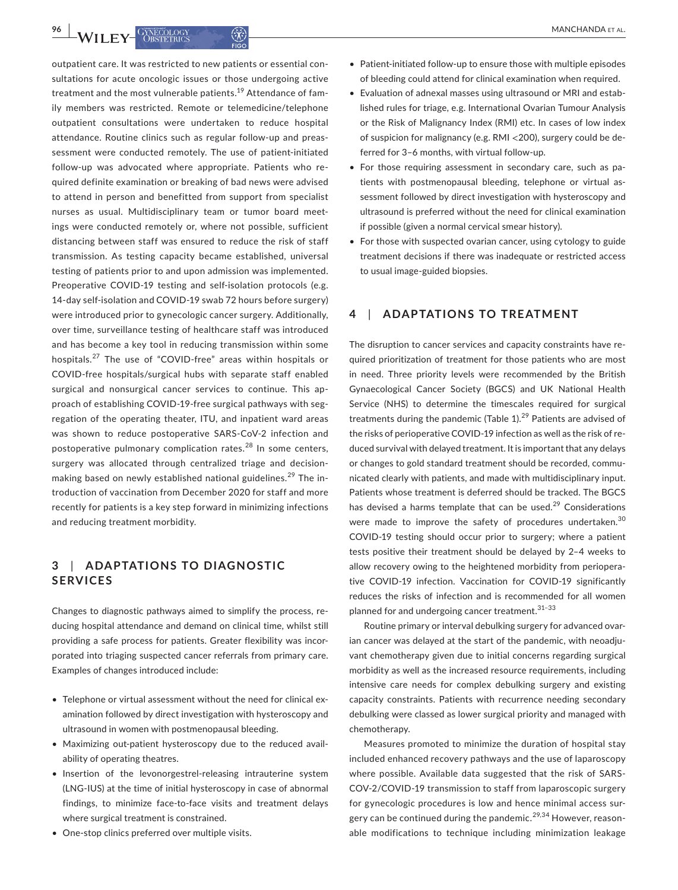outpatient care. It was restricted to new patients or essential consultations for acute oncologic issues or those undergoing active treatment and the most vulnerable patients.[19] Attendance of family members was restricted. Remote or telemedicine/telephone outpatient consultations were undertaken to reduce hospital attendance. Routine clinics such as regular follow-up and preassessment were conducted remotely. The use of patient-initiated follow-up was advocated where appropriate. Patients who required definite examination or breaking of bad news were advised to attend in person and benefitted from support from specialist nurses as usual. Multidisciplinary team or tumor board meetings were conducted remotely or, where not possible, sufficient distancing between staff was ensured to reduce the risk of staff transmission. As testing capacity became established, universal testing of patients prior to and upon admission was implemented. Preoperative COVID-19 testing and self-isolation protocols (e.g. 14-day self-isolation and COVID-19 swab 72 hours before surgery) were introduced prior to gynecologic cancer surgery. Additionally, over time, surveillance testing of healthcare staff was introduced and has become a key tool in reducing transmission within some hospitals.[27] The use of "COVID-free" areas within hospitals or COVID-free hospitals/surgical hubs with separate staff enabled surgical and nonsurgical cancer services to continue. This approach of establishing COVID-19-free surgical pathways with segregation of the operating theater, ITU, and inpatient ward areas was shown to reduce postoperative SARS-CoV-2 infection and postoperative pulmonary complication rates.[28] In some centers, surgery was allocated through centralized triage and decision-making based on newly established national guidelines.[29] The introduction of vaccination from December 2020 for staff and more recently for patients is a key step forward in minimizing infections and reducing treatment morbidity.

## 3 | ADAPTATIONS TO DIAGNOSTIC SERVICES

Changes to diagnostic pathways aimed to simplify the process, reducing hospital attendance and demand on clinical time, whilst still providing a safe process for patients. Greater flexibility was incorporated into triaging suspected cancer referrals from primary care. Examples of changes introduced include:

- Telephone or virtual assessment without the need for clinical examination followed by direct investigation with hysteroscopy and ultrasound in women with postmenopausal bleeding.
- Maximizing out-patient hysteroscopy due to the reduced availability of operating theatres.
- Insertion of the levonorgestrel-releasing intrauterine system (LNG-IUS) at the time of initial hysteroscopy in case of abnormal findings, to minimize face-to-face visits and treatment delays where surgical treatment is constrained.
- One-stop clinics preferred over multiple visits.
- Patient-initiated follow-up to ensure those with multiple episodes of bleeding could attend for clinical examination when required.
- Evaluation of adnexal masses using ultrasound or MRI and established rules for triage, e.g. International Ovarian Tumour Analysis or the Risk of Malignancy Index (RMI) etc. In cases of low index of suspicion for malignancy (e.g. RMI <200), surgery could be deferred for 3–6 months, with virtual follow-up.
- For those requiring assessment in secondary care, such as patients with postmenopausal bleeding, telephone or virtual assessment followed by direct investigation with hysteroscopy and ultrasound is preferred without the need for clinical examination if possible (given a normal cervical smear history).
- For those with suspected ovarian cancer, using cytology to guide treatment decisions if there was inadequate or restricted access to usual image-guided biopsies.

## 4 | ADAPTATIONS TO TREATMENT

The disruption to cancer services and capacity constraints have required prioritization of treatment for those patients who are most in need. Three priority levels were recommended by the British Gynaecological Cancer Society (BGCS) and UK National Health Service (NHS) to determine the timescales required for surgical treatments during the pandemic (Table 1).[29] Patients are advised of the risks of perioperative COVID-19 infection as well as the risk of reduced survival with delayed treatment. It is important that any delays or changes to gold standard treatment should be recorded, communicated clearly with patients, and made with multidisciplinary input. Patients whose treatment is deferred should be tracked. The BGCS has devised a harms template that can be used.[29] Considerations were made to improve the safety of procedures undertaken.[30] COVID-19 testing should occur prior to surgery; where a patient tests positive their treatment should be delayed by 2–4 weeks to allow recovery owing to the heightened morbidity from perioperative COVID-19 infection. Vaccination for COVID-19 significantly reduces the risks of infection and is recommended for all women planned for and undergoing cancer treatment.[31–33]

Routine primary or interval debulking surgery for advanced ovarian cancer was delayed at the start of the pandemic, with neoadjuvant chemotherapy given due to initial concerns regarding surgical morbidity as well as the increased resource requirements, including intensive care needs for complex debulking surgery and existing capacity constraints. Patients with recurrence needing secondary debulking were classed as lower surgical priority and managed with chemotherapy.

Measures promoted to minimize the duration of hospital stay included enhanced recovery pathways and the use of laparoscopy where possible. Available data suggested that the risk of SARS-COV-2/COVID-19 transmission to staff from laparoscopic surgery for gynecologic procedures is low and hence minimal access surgery can be continued during the pandemic.[29,34] However, reasonable modifications to technique including minimization leakage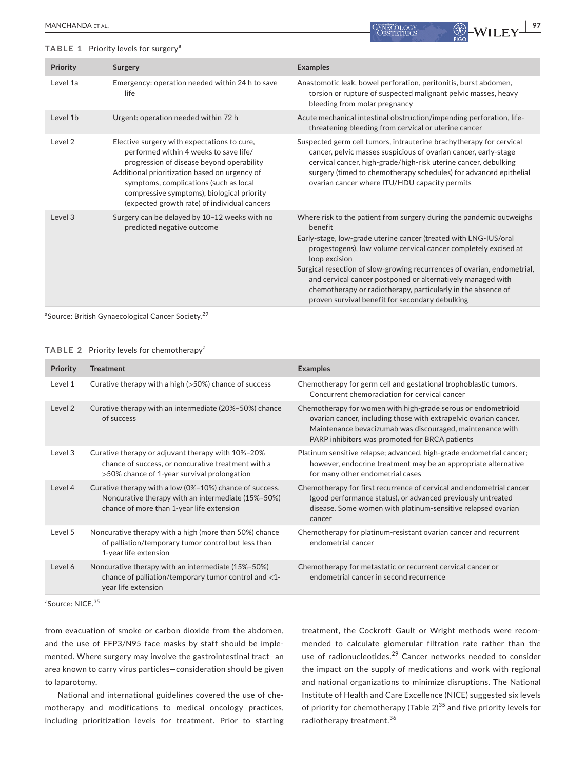**TABLE 1** Priority levels for surgery[a]

| Priority | Surgery | Examples |
|---|---|---|
| Level 1a | Emergency: operation needed within 24 h to save life | Anastomotic leak, bowel perforation, peritonitis, burst abdomen, torsion or rupture of suspected malignant pelvic masses, heavy bleeding from molar pregnancy |
| Level 1b | Urgent: operation needed within 72 h | Acute mechanical intestinal obstruction/impending perforation, life-threatening bleeding from cervical or uterine cancer |
| Level 2 | Elective surgery with expectations to cure, performed within 4 weeks to save life/ progression of disease beyond operability<br>Additional prioritization based on urgency of symptoms, complications (such as local compressive symptoms), biological priority (expected growth rate) of individual cancers | Suspected germ cell tumors, intrauterine brachytherapy for cervical cancer, pelvic masses suspicious of ovarian cancer, early-stage cervical cancer, high-grade/high-risk uterine cancer, debulking surgery (timed to chemotherapy schedules) for advanced epithelial ovarian cancer where ITU/HDU capacity permits |
| Level 3 | Surgery can be delayed by 10–12 weeks with no predicted negative outcome | Where risk to the patient from surgery during the pandemic outweighs benefit<br>Early-stage, low-grade uterine cancer (treated with LNG-IUS/oral progestogens), low volume cervical cancer completely excised at loop excision<br>Surgical resection of slow-growing recurrences of ovarian, endometrial, and cervical cancer postponed or alternatively managed with chemotherapy or radiotherapy, particularly in the absence of proven survival benefit for secondary debulking |

[a]Source: British Gynaecological Cancer Society.[29]

**TABLE 2** Priority levels for chemotherapy[a]

| Priority | Treatment | Examples |
|---|---|---|
| Level 1 | Curative therapy with a high (>50%) chance of success | Chemotherapy for germ cell and gestational trophoblastic tumors. Concurrent chemoradiation for cervical cancer |
| Level 2 | Curative therapy with an intermediate (20%–50%) chance of success | Chemotherapy for women with high-grade serous or endometrioid ovarian cancer, including those with extrapelvic ovarian cancer. Maintenance bevacizumab was discouraged, maintenance with PARP inhibitors was promoted for BRCA patients |
| Level 3 | Curative therapy or adjuvant therapy with 10%–20% chance of success, or noncurative treatment with a >50% chance of 1-year survival prolongation | Platinum sensitive relapse; advanced, high-grade endometrial cancer; however, endocrine treatment may be an appropriate alternative for many other endometrial cases |
| Level 4 | Curative therapy with a low (0%–10%) chance of success. Noncurative therapy with an intermediate (15%–50%) chance of more than 1-year life extension | Chemotherapy for first recurrence of cervical and endometrial cancer (good performance status), or advanced previously untreated disease. Some women with platinum-sensitive relapsed ovarian cancer |
| Level 5 | Noncurative therapy with a high (more than 50%) chance of palliation/temporary tumor control but less than 1-year life extension | Chemotherapy for platinum-resistant ovarian cancer and recurrent endometrial cancer |
| Level 6 | Noncurative therapy with an intermediate (15%–50%) chance of palliation/temporary tumor control and <1-year life extension | Chemotherapy for metastatic or recurrent cervical cancer or endometrial cancer in second recurrence |

[a]Source: NICE.[35]

from evacuation of smoke or carbon dioxide from the abdomen, and the use of FFP3/N95 face masks by staff should be implemented. Where surgery may involve the gastrointestinal tract—an area known to carry virus particles—consideration should be given to laparotomy.

National and international guidelines covered the use of chemotherapy and modifications to medical oncology practices, including prioritization levels for treatment. Prior to starting treatment, the Cockroft–Gault or Wright methods were recommended to calculate glomerular filtration rate rather than the use of radionucleotides.[29] Cancer networks needed to consider the impact on the supply of medications and work with regional and national organizations to minimize disruptions. The National Institute of Health and Care Excellence (NICE) suggested six levels of priority for chemotherapy (Table 2)[35] and five priority levels for radiotherapy treatment.[36]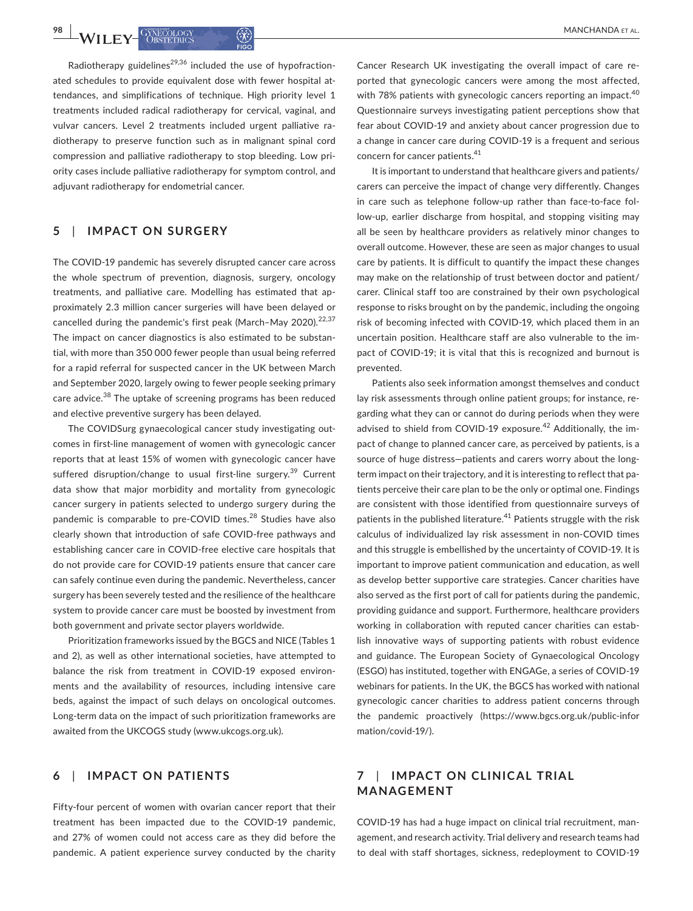Radiotherapy guidelines[29,36] included the use of hypofractionated schedules to provide equivalent dose with fewer hospital attendances, and simplifications of technique. High priority level 1 treatments included radical radiotherapy for cervical, vaginal, and vulvar cancers. Level 2 treatments included urgent palliative radiotherapy to preserve function such as in malignant spinal cord compression and palliative radiotherapy to stop bleeding. Low priority cases include palliative radiotherapy for symptom control, and adjuvant radiotherapy for endometrial cancer.

## 5 | IMPACT ON SURGERY

The COVID-19 pandemic has severely disrupted cancer care across the whole spectrum of prevention, diagnosis, surgery, oncology treatments, and palliative care. Modelling has estimated that approximately 2.3 million cancer surgeries will have been delayed or cancelled during the pandemic's first peak (March–May 2020).[22,37] The impact on cancer diagnostics is also estimated to be substantial, with more than 350 000 fewer people than usual being referred for a rapid referral for suspected cancer in the UK between March and September 2020, largely owing to fewer people seeking primary care advice.[38] The uptake of screening programs has been reduced and elective preventive surgery has been delayed.

The COVIDSurg gynaecological cancer study investigating outcomes in first-line management of women with gynecologic cancer reports that at least 15% of women with gynecologic cancer have suffered disruption/change to usual first-line surgery.[39] Current data show that major morbidity and mortality from gynecologic cancer surgery in patients selected to undergo surgery during the pandemic is comparable to pre-COVID times.[28] Studies have also clearly shown that introduction of safe COVID-free pathways and establishing cancer care in COVID-free elective care hospitals that do not provide care for COVID-19 patients ensure that cancer care can safely continue even during the pandemic. Nevertheless, cancer surgery has been severely tested and the resilience of the healthcare system to provide cancer care must be boosted by investment from both government and private sector players worldwide.

Prioritization frameworks issued by the BGCS and NICE (Tables 1 and 2), as well as other international societies, have attempted to balance the risk from treatment in COVID-19 exposed environments and the availability of resources, including intensive care beds, against the impact of such delays on oncological outcomes. Long-term data on the impact of such prioritization frameworks are awaited from the UKCOGS study (www.ukcogs.org.uk).

## 6 | IMPACT ON PATIENTS

Fifty-four percent of women with ovarian cancer report that their treatment has been impacted due to the COVID-19 pandemic, and 27% of women could not access care as they did before the pandemic. A patient experience survey conducted by the charity Cancer Research UK investigating the overall impact of care reported that gynecologic cancers were among the most affected, with 78% patients with gynecologic cancers reporting an impact.[40] Questionnaire surveys investigating patient perceptions show that fear about COVID-19 and anxiety about cancer progression due to a change in cancer care during COVID-19 is a frequent and serious concern for cancer patients.[41]

It is important to understand that healthcare givers and patients/carers can perceive the impact of change very differently. Changes in care such as telephone follow-up rather than face-to-face follow-up, earlier discharge from hospital, and stopping visiting may all be seen by healthcare providers as relatively minor changes to overall outcome. However, these are seen as major changes to usual care by patients. It is difficult to quantify the impact these changes may make on the relationship of trust between doctor and patient/carer. Clinical staff too are constrained by their own psychological response to risks brought on by the pandemic, including the ongoing risk of becoming infected with COVID-19, which placed them in an uncertain position. Healthcare staff are also vulnerable to the impact of COVID-19; it is vital that this is recognized and burnout is prevented.

Patients also seek information amongst themselves and conduct lay risk assessments through online patient groups; for instance, regarding what they can or cannot do during periods when they were advised to shield from COVID-19 exposure.[42] Additionally, the impact of change to planned cancer care, as perceived by patients, is a source of huge distress—patients and carers worry about the long-term impact on their trajectory, and it is interesting to reflect that patients perceive their care plan to be the only or optimal one. Findings are consistent with those identified from questionnaire surveys of patients in the published literature.[41] Patients struggle with the risk calculus of individualized lay risk assessment in non-COVID times and this struggle is embellished by the uncertainty of COVID-19. It is important to improve patient communication and education, as well as develop better supportive care strategies. Cancer charities have also served as the first port of call for patients during the pandemic, providing guidance and support. Furthermore, healthcare providers working in collaboration with reputed cancer charities can establish innovative ways of supporting patients with robust evidence and guidance. The European Society of Gynaecological Oncology (ESGO) has instituted, together with ENGAGe, a series of COVID-19 webinars for patients. In the UK, the BGCS has worked with national gynecologic cancer charities to address patient concerns through the pandemic proactively (https://www.bgcs.org.uk/public-information/covid-19/).

## 7 | IMPACT ON CLINICAL TRIAL MANAGEMENT

COVID-19 has had a huge impact on clinical trial recruitment, management, and research activity. Trial delivery and research teams had to deal with staff shortages, sickness, redeployment to COVID-19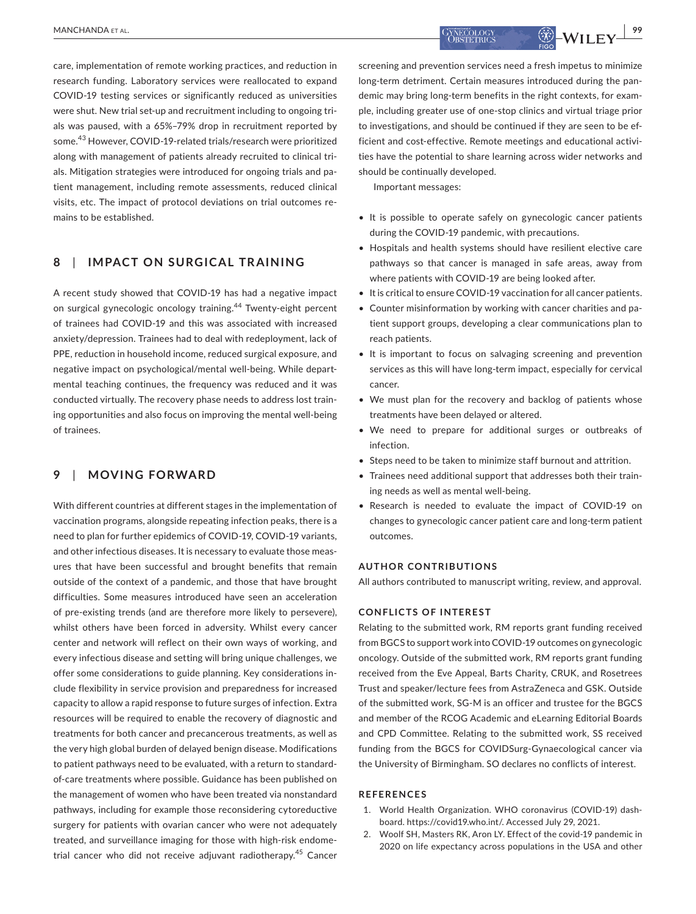care, implementation of remote working practices, and reduction in research funding. Laboratory services were reallocated to expand COVID-19 testing services or significantly reduced as universities were shut. New trial set-up and recruitment including to ongoing trials was paused, with a 65%–79% drop in recruitment reported by some.[43] However, COVID-19-related trials/research were prioritized along with management of patients already recruited to clinical trials. Mitigation strategies were introduced for ongoing trials and patient management, including remote assessments, reduced clinical visits, etc. The impact of protocol deviations on trial outcomes remains to be established.

## 8 | IMPACT ON SURGICAL TRAINING

A recent study showed that COVID-19 has had a negative impact on surgical gynecologic oncology training.[44] Twenty-eight percent of trainees had COVID-19 and this was associated with increased anxiety/depression. Trainees had to deal with redeployment, lack of PPE, reduction in household income, reduced surgical exposure, and negative impact on psychological/mental well-being. While departmental teaching continues, the frequency was reduced and it was conducted virtually. The recovery phase needs to address lost training opportunities and also focus on improving the mental well-being of trainees.

## 9 | MOVING FORWARD

With different countries at different stages in the implementation of vaccination programs, alongside repeating infection peaks, there is a need to plan for further epidemics of COVID-19, COVID-19 variants, and other infectious diseases. It is necessary to evaluate those measures that have been successful and brought benefits that remain outside of the context of a pandemic, and those that have brought difficulties. Some measures introduced have seen an acceleration of pre-existing trends (and are therefore more likely to persevere), whilst others have been forced in adversity. Whilst every cancer center and network will reflect on their own ways of working, and every infectious disease and setting will bring unique challenges, we offer some considerations to guide planning. Key considerations include flexibility in service provision and preparedness for increased capacity to allow a rapid response to future surges of infection. Extra resources will be required to enable the recovery of diagnostic and treatments for both cancer and precancerous treatments, as well as the very high global burden of delayed benign disease. Modifications to patient pathways need to be evaluated, with a return to standard-of-care treatments where possible. Guidance has been published on the management of women who have been treated via nonstandard pathways, including for example those reconsidering cytoreductive surgery for patients with ovarian cancer who were not adequately treated, and surveillance imaging for those with high-risk endometrial cancer who did not receive adjuvant radiotherapy.[45] Cancer screening and prevention services need a fresh impetus to minimize long-term detriment. Certain measures introduced during the pandemic may bring long-term benefits in the right contexts, for example, including greater use of one-stop clinics and virtual triage prior to investigations, and should be continued if they are seen to be efficient and cost-effective. Remote meetings and educational activities have the potential to share learning across wider networks and should be continually developed.

Important messages:

- It is possible to operate safely on gynecologic cancer patients during the COVID-19 pandemic, with precautions.
- Hospitals and health systems should have resilient elective care pathways so that cancer is managed in safe areas, away from where patients with COVID-19 are being looked after.
- It is critical to ensure COVID-19 vaccination for all cancer patients.
- Counter misinformation by working with cancer charities and patient support groups, developing a clear communications plan to reach patients.
- It is important to focus on salvaging screening and prevention services as this will have long-term impact, especially for cervical cancer.
- We must plan for the recovery and backlog of patients whose treatments have been delayed or altered.
- We need to prepare for additional surges or outbreaks of infection.
- Steps need to be taken to minimize staff burnout and attrition.
- Trainees need additional support that addresses both their training needs as well as mental well-being.
- Research is needed to evaluate the impact of COVID-19 on changes to gynecologic cancer patient care and long-term patient outcomes.

### AUTHOR CONTRIBUTIONS

All authors contributed to manuscript writing, review, and approval.

### CONFLICTS OF INTEREST

Relating to the submitted work, RM reports grant funding received from BGCS to support work into COVID-19 outcomes on gynecologic oncology. Outside of the submitted work, RM reports grant funding received from the Eve Appeal, Barts Charity, CRUK, and Rosetrees Trust and speaker/lecture fees from AstraZeneca and GSK. Outside of the submitted work, SG-M is an officer and trustee for the BGCS and member of the RCOG Academic and eLearning Editorial Boards and CPD Committee. Relating to the submitted work, SS received funding from the BGCS for COVIDSurg-Gynaecological cancer via the University of Birmingham. SO declares no conflicts of interest.

### REFERENCES

1. World Health Organization. WHO coronavirus (COVID-19) dashboard. https://covid19.who.int/. Accessed July 29, 2021.
2. Woolf SH, Masters RK, Aron LY. Effect of the covid-19 pandemic in 2020 on life expectancy across populations in the USA and other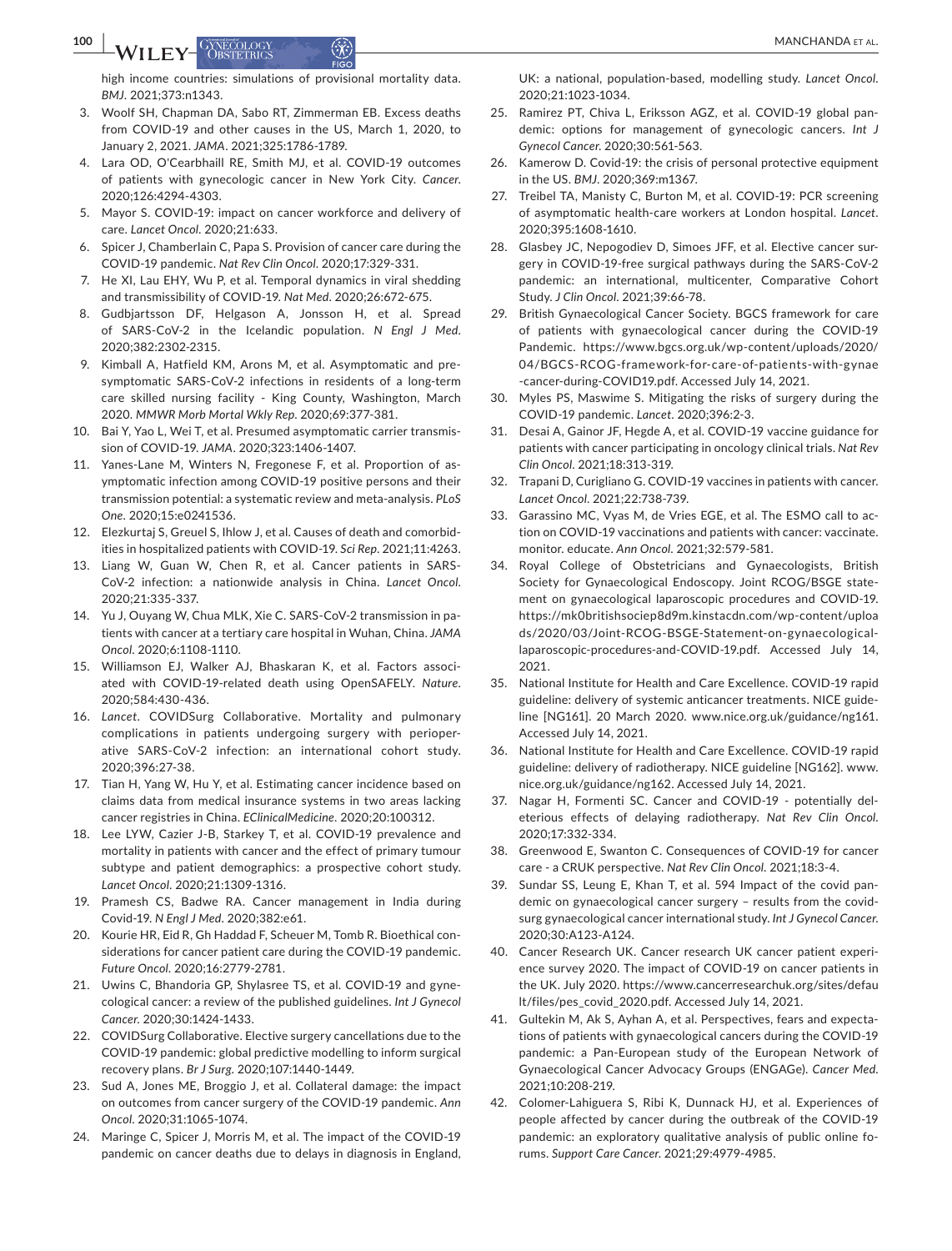high income countries: simulations of provisional mortality data. *BMJ*. 2021;373:n1343.

3. Woolf SH, Chapman DA, Sabo RT, Zimmerman EB. Excess deaths from COVID-19 and other causes in the US, March 1, 2020, to January 2, 2021. *JAMA*. 2021;325:1786-1789.
4. Lara OD, O'Cearbhaill RE, Smith MJ, et al. COVID-19 outcomes of patients with gynecologic cancer in New York City. *Cancer*. 2020;126:4294-4303.
5. Mayor S. COVID-19: impact on cancer workforce and delivery of care. *Lancet Oncol*. 2020;21:633.
6. Spicer J, Chamberlain C, Papa S. Provision of cancer care during the COVID-19 pandemic. *Nat Rev Clin Oncol*. 2020;17:329-331.
7. He XI, Lau EHY, Wu P, et al. Temporal dynamics in viral shedding and transmissibility of COVID-19. *Nat Med*. 2020;26:672-675.
8. Gudbjartsson DF, Helgason A, Jonsson H, et al. Spread of SARS-CoV-2 in the Icelandic population. *N Engl J Med*. 2020;382:2302-2315.
9. Kimball A, Hatfield KM, Arons M, et al. Asymptomatic and presymptomatic SARS-CoV-2 infections in residents of a long-term care skilled nursing facility - King County, Washington, March 2020. *MMWR Morb Mortal Wkly Rep*. 2020;69:377-381.
10. Bai Y, Yao L, Wei T, et al. Presumed asymptomatic carrier transmission of COVID-19. *JAMA*. 2020;323:1406-1407.
11. Yanes-Lane M, Winters N, Fregonese F, et al. Proportion of asymptomatic infection among COVID-19 positive persons and their transmission potential: a systematic review and meta-analysis. *PLoS One*. 2020;15:e0241536.
12. Elezkurtaj S, Greuel S, Ihlow J, et al. Causes of death and comorbidities in hospitalized patients with COVID-19. *Sci Rep*. 2021;11:4263.
13. Liang W, Guan W, Chen R, et al. Cancer patients in SARS-CoV-2 infection: a nationwide analysis in China. *Lancet Oncol*. 2020;21:335-337.
14. Yu J, Ouyang W, Chua MLK, Xie C. SARS-CoV-2 transmission in patients with cancer at a tertiary care hospital in Wuhan, China. *JAMA Oncol*. 2020;6:1108-1110.
15. Williamson EJ, Walker AJ, Bhaskaran K, et al. Factors associated with COVID-19-related death using OpenSAFELY. *Nature*. 2020;584:430-436.
16. *Lancet*. COVIDSurg Collaborative. Mortality and pulmonary complications in patients undergoing surgery with perioperative SARS-CoV-2 infection: an international cohort study. 2020;396:27-38.
17. Tian H, Yang W, Hu Y, et al. Estimating cancer incidence based on claims data from medical insurance systems in two areas lacking cancer registries in China. *EClinicalMedicine*. 2020;20:100312.
18. Lee LYW, Cazier J-B, Starkey T, et al. COVID-19 prevalence and mortality in patients with cancer and the effect of primary tumour subtype and patient demographics: a prospective cohort study. *Lancet Oncol*. 2020;21:1309-1316.
19. Pramesh CS, Badwe RA. Cancer management in India during Covid-19. *N Engl J Med*. 2020;382:e61.
20. Kourie HR, Eid R, Gh Haddad F, Scheuer M, Tomb R. Bioethical considerations for cancer patient care during the COVID-19 pandemic. *Future Oncol*. 2020;16:2779-2781.
21. Uwins C, Bhandoria GP, Shylasree TS, et al. COVID-19 and gynecological cancer: a review of the published guidelines. *Int J Gynecol Cancer*. 2020;30:1424-1433.
22. COVIDSurg Collaborative. Elective surgery cancellations due to the COVID-19 pandemic: global predictive modelling to inform surgical recovery plans. *Br J Surg*. 2020;107:1440-1449.
23. Sud A, Jones ME, Broggio J, et al. Collateral damage: the impact on outcomes from cancer surgery of the COVID-19 pandemic. *Ann Oncol*. 2020;31:1065-1074.
24. Maringe C, Spicer J, Morris M, et al. The impact of the COVID-19 pandemic on cancer deaths due to delays in diagnosis in England, UK: a national, population-based, modelling study. *Lancet Oncol*. 2020;21:1023-1034.
25. Ramirez PT, Chiva L, Eriksson AGZ, et al. COVID-19 global pandemic: options for management of gynecologic cancers. *Int J Gynecol Cancer*. 2020;30:561-563.
26. Kamerow D. Covid-19: the crisis of personal protective equipment in the US. *BMJ*. 2020;369:m1367.
27. Treibel TA, Manisty C, Burton M, et al. COVID-19: PCR screening of asymptomatic health-care workers at London hospital. *Lancet*. 2020;395:1608-1610.
28. Glasbey JC, Nepogodiev D, Simoes JFF, et al. Elective cancer surgery in COVID-19-free surgical pathways during the SARS-CoV-2 pandemic: an international, multicenter, Comparative Cohort Study. *J Clin Oncol*. 2021;39:66-78.
29. British Gynaecological Cancer Society. BGCS framework for care of patients with gynaecological cancer during the COVID-19 Pandemic. https://www.bgcs.org.uk/wp-content/uploads/2020/04/BGCS-RCOG-framework-for-care-of-patients-with-gynae-cancer-during-COVID19.pdf. Accessed July 14, 2021.
30. Myles PS, Maswime S. Mitigating the risks of surgery during the COVID-19 pandemic. *Lancet*. 2020;396:2-3.
31. Desai A, Gainor JF, Hegde A, et al. COVID-19 vaccine guidance for patients with cancer participating in oncology clinical trials. *Nat Rev Clin Oncol*. 2021;18:313-319.
32. Trapani D, Curigliano G. COVID-19 vaccines in patients with cancer. *Lancet Oncol*. 2021;22:738-739.
33. Garassino MC, Vyas M, de Vries EGE, et al. The ESMO call to action on COVID-19 vaccinations and patients with cancer: vaccinate. monitor. educate. *Ann Oncol*. 2021;32:579-581.
34. Royal College of Obstetricians and Gynaecologists, British Society for Gynaecological Endoscopy. Joint RCOG/BSGE statement on gynaecological laparoscopic procedures and COVID-19. https://mk0britishsociep8d9m.kinstacdn.com/wp-content/uploads/2020/03/Joint-RCOG-BSGE-Statement-on-gynaecological-laparoscopic-procedures-and-COVID-19.pdf. Accessed July 14, 2021.
35. National Institute for Health and Care Excellence. COVID-19 rapid guideline: delivery of systemic anticancer treatments. NICE guideline [NG161]. 20 March 2020. www.nice.org.uk/guidance/ng161. Accessed July 14, 2021.
36. National Institute for Health and Care Excellence. COVID-19 rapid guideline: delivery of radiotherapy. NICE guideline [NG162]. www.nice.org.uk/guidance/ng162. Accessed July 14, 2021.
37. Nagar H, Formenti SC. Cancer and COVID-19 - potentially deleterious effects of delaying radiotherapy. *Nat Rev Clin Oncol*. 2020;17:332-334.
38. Greenwood E, Swanton C. Consequences of COVID-19 for cancer care - a CRUK perspective. *Nat Rev Clin Oncol*. 2021;18:3-4.
39. Sundar SS, Leung E, Khan T, et al. 594 Impact of the covid pandemic on gynaecological cancer surgery – results from the covidsurg gynaecological cancer international study. *Int J Gynecol Cancer*. 2020;30:A123-A124.
40. Cancer Research UK. Cancer research UK cancer patient experience survey 2020. The impact of COVID-19 on cancer patients in the UK. July 2020. https://www.cancerresearchuk.org/sites/default/files/pes_covid_2020.pdf. Accessed July 14, 2021.
41. Gultekin M, Ak S, Ayhan A, et al. Perspectives, fears and expectations of patients with gynaecological cancers during the COVID-19 pandemic: a Pan-European study of the European Network of Gynaecological Cancer Advocacy Groups (ENGAGe). *Cancer Med*. 2021;10:208-219.
42. Colomer-Lahiguera S, Ribi K, Dunnack HJ, et al. Experiences of people affected by cancer during the outbreak of the COVID-19 pandemic: an exploratory qualitative analysis of public online forums. *Support Care Cancer*. 2021;29:4979-4985.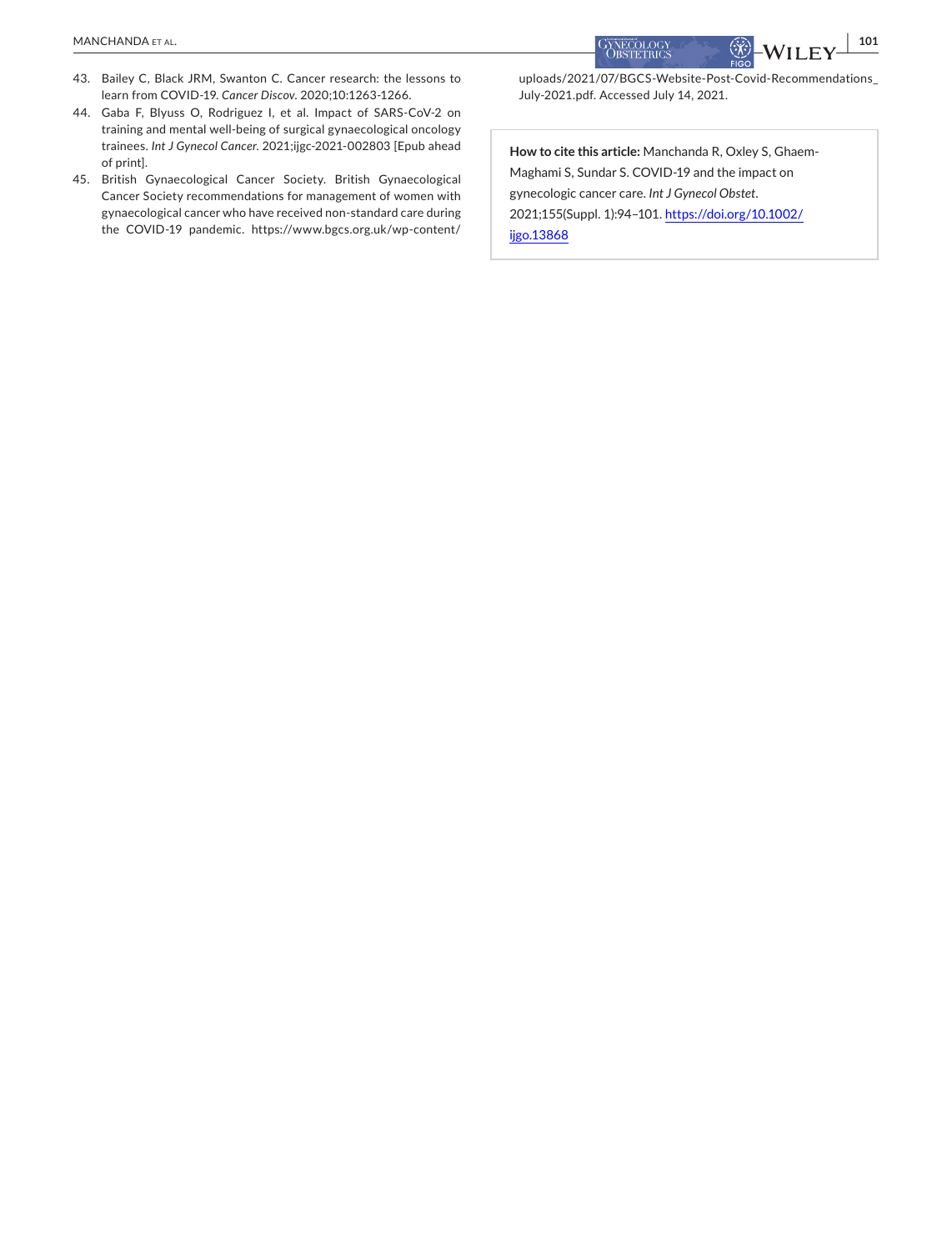43. Bailey C, Black JRM, Swanton C. Cancer research: the lessons to learn from COVID-19. *Cancer Discov*. 2020;10:1263-1266.
44. Gaba F, Blyuss O, Rodriguez I, et al. Impact of SARS-CoV-2 on training and mental well-being of surgical gynaecological oncology trainees. *Int J Gynecol Cancer*. 2021;ijgc-2021-002803 [Epub ahead of print].
45. British Gynaecological Cancer Society. British Gynaecological Cancer Society recommendations for management of women with gynaecological cancer who have received non-standard care during the COVID-19 pandemic. https://www.bgcs.org.uk/wp-content/uploads/2021/07/BGCS-Website-Post-Covid-Recommendations_July-2021.pdf. Accessed July 14, 2021.

**How to cite this article:** Manchanda R, Oxley S, Ghaem-Maghami S, Sundar S. COVID-19 and the impact on gynecologic cancer care. *Int J Gynecol Obstet*. 2021;155(Suppl. 1):94–101. https://doi.org/10.1002/ijgo.13868